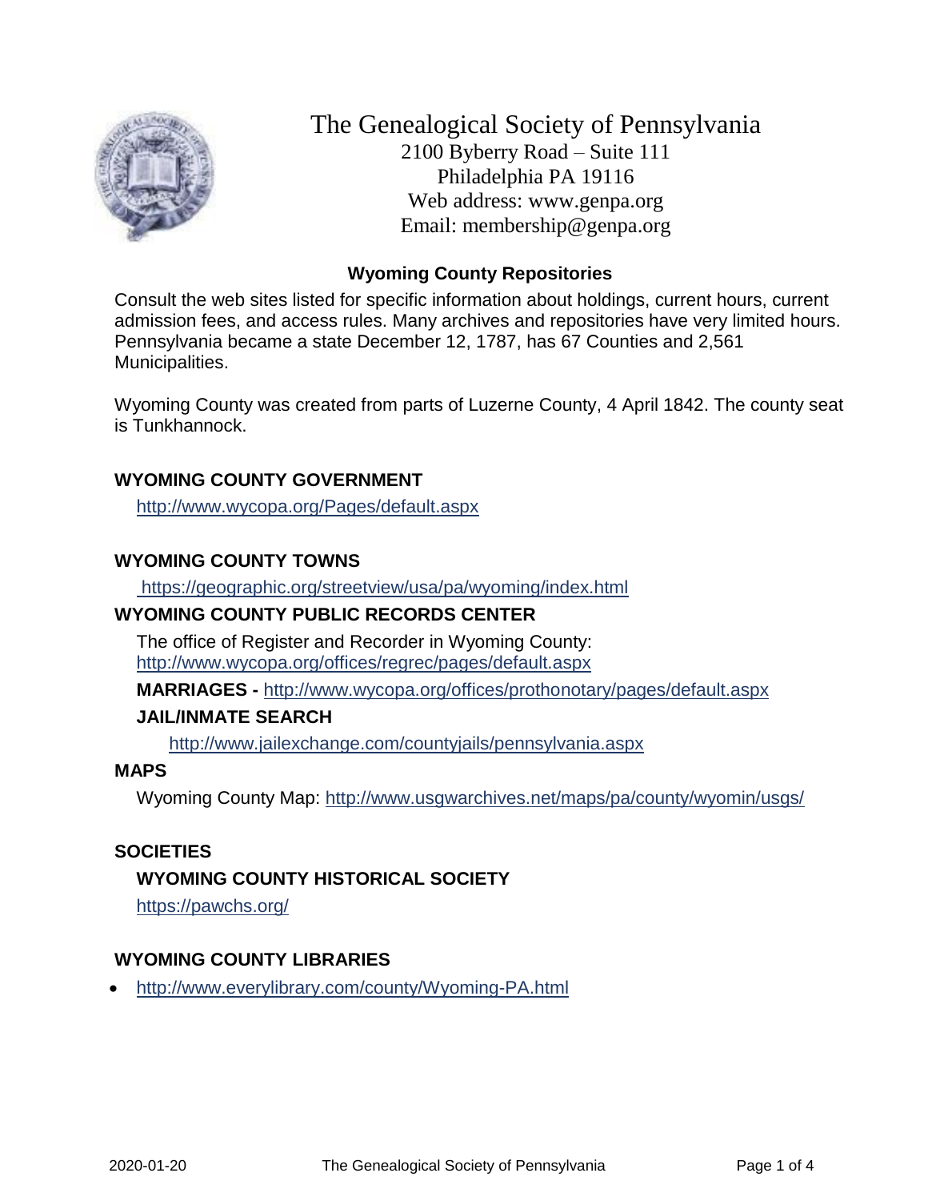# The Genealogical Society of Pennsylvania

2100 Byberry Road – Suite 111
Philadelphia PA 19116
Web address: www.genpa.org
Email: membership@genpa.org

## Wyoming County Repositories

Consult the web sites listed for specific information about holdings, current hours, current admission fees, and access rules. Many archives and repositories have very limited hours. Pennsylvania became a state December 12, 1787, has 67 Counties and 2,561 Municipalities.

Wyoming County was created from parts of Luzerne County, 4 April 1842. The county seat is Tunkhannock.

### WYOMING COUNTY GOVERNMENT

http://www.wycopa.org/Pages/default.aspx

### WYOMING COUNTY TOWNS

https://geographic.org/streetview/usa/pa/wyoming/index.html

### WYOMING COUNTY PUBLIC RECORDS CENTER

The office of Register and Recorder in Wyoming County: http://www.wycopa.org/offices/regrec/pages/default.aspx

**MARRIAGES -** http://www.wycopa.org/offices/prothonotary/pages/default.aspx

#### JAIL/INMATE SEARCH

http://www.jailexchange.com/countyjails/pennsylvania.aspx

### MAPS

Wyoming County Map: http://www.usgwarchives.net/maps/pa/county/wyomin/usgs/

### SOCIETIES

#### WYOMING COUNTY HISTORICAL SOCIETY

https://pawchs.org/

### WYOMING COUNTY LIBRARIES

- http://www.everylibrary.com/county/Wyoming-PA.html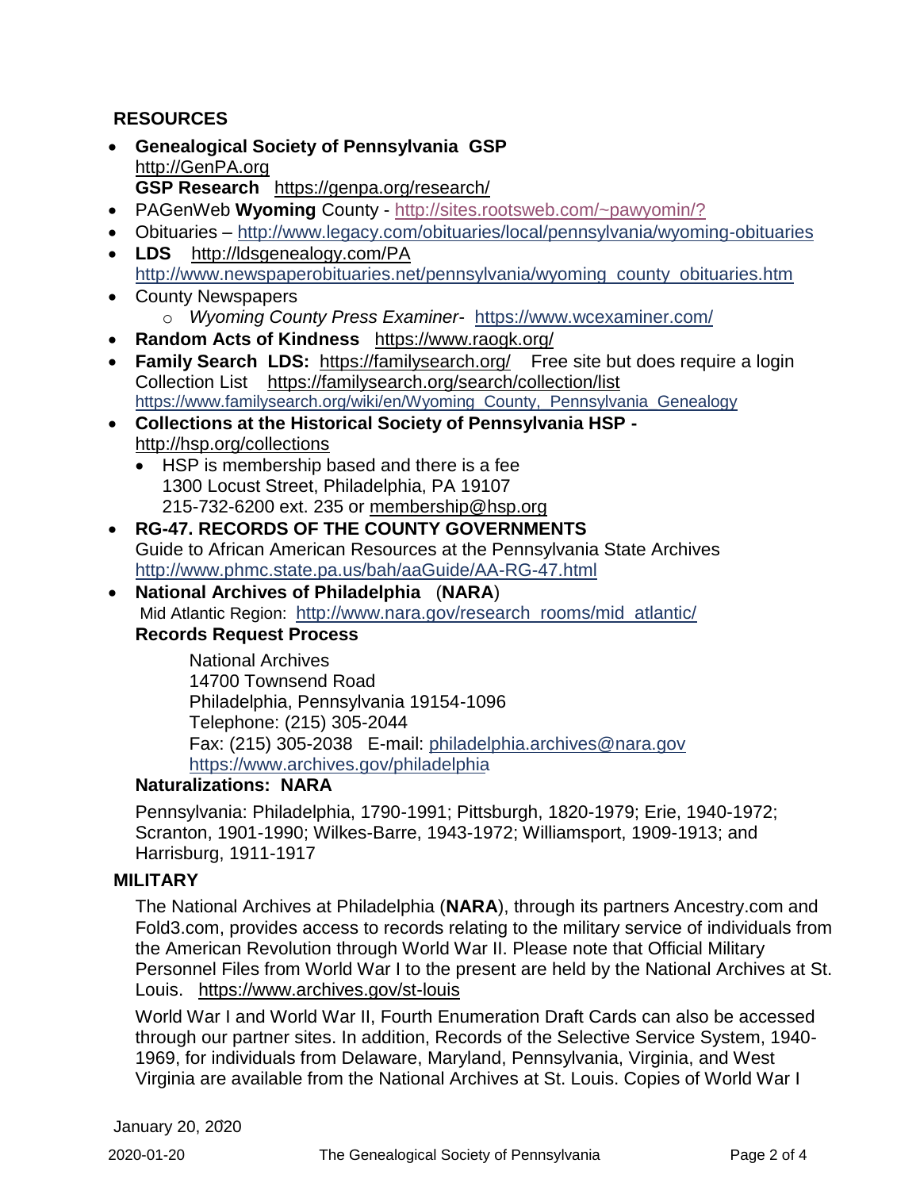## RESOURCES

- **Genealogical Society of Pennsylvania GSP**
  http://GenPA.org
  **GSP Research** https://genpa.org/research/
- PAGenWeb **Wyoming** County - http://sites.rootsweb.com/~pawyomin/?
- Obituaries – http://www.legacy.com/obituaries/local/pennsylvania/wyoming-obituaries
- **LDS** http://ldsgenealogy.com/PA
  http://www.newspaperobituaries.net/pennsylvania/wyoming_county_obituaries.htm
- County Newspapers
  - *Wyoming County Press Examiner*- https://www.wcexaminer.com/
- **Random Acts of Kindness** https://www.raogk.org/
- **Family Search LDS:** https://familysearch.org/ Free site but does require a login
  Collection List https://familysearch.org/search/collection/list
  https://www.familysearch.org/wiki/en/Wyoming_County,_Pennsylvania_Genealogy
- **Collections at the Historical Society of Pennsylvania HSP -**
  http://hsp.org/collections
  - HSP is membership based and there is a fee
    1300 Locust Street, Philadelphia, PA 19107
    215-732-6200 ext. 235 or membership@hsp.org
- **RG-47. RECORDS OF THE COUNTY GOVERNMENTS**
  Guide to African American Resources at the Pennsylvania State Archives
  http://www.phmc.state.pa.us/bah/aaGuide/AA-RG-47.html
- **National Archives of Philadelphia** (**NARA**)
  Mid Atlantic Region: http://www.nara.gov/research_rooms/mid_atlantic/
  **Records Request Process**

  National Archives
  14700 Townsend Road
  Philadelphia, Pennsylvania 19154-1096
  Telephone: (215) 305-2044
  Fax: (215) 305-2038 E-mail: philadelphia.archives@nara.gov
  https://www.archives.gov/philadelphia

  **Naturalizations: NARA**

  Pennsylvania: Philadelphia, 1790-1991; Pittsburgh, 1820-1979; Erie, 1940-1972; Scranton, 1901-1990; Wilkes-Barre, 1943-1972; Williamsport, 1909-1913; and Harrisburg, 1911-1917

## MILITARY

The National Archives at Philadelphia (**NARA**), through its partners Ancestry.com and Fold3.com, provides access to records relating to the military service of individuals from the American Revolution through World War II. Please note that Official Military Personnel Files from World War I to the present are held by the National Archives at St. Louis. https://www.archives.gov/st-louis

World War I and World War II, Fourth Enumeration Draft Cards can also be accessed through our partner sites. In addition, Records of the Selective Service System, 1940-1969, for individuals from Delaware, Maryland, Pennsylvania, Virginia, and West Virginia are available from the National Archives at St. Louis. Copies of World War I

January 20, 2020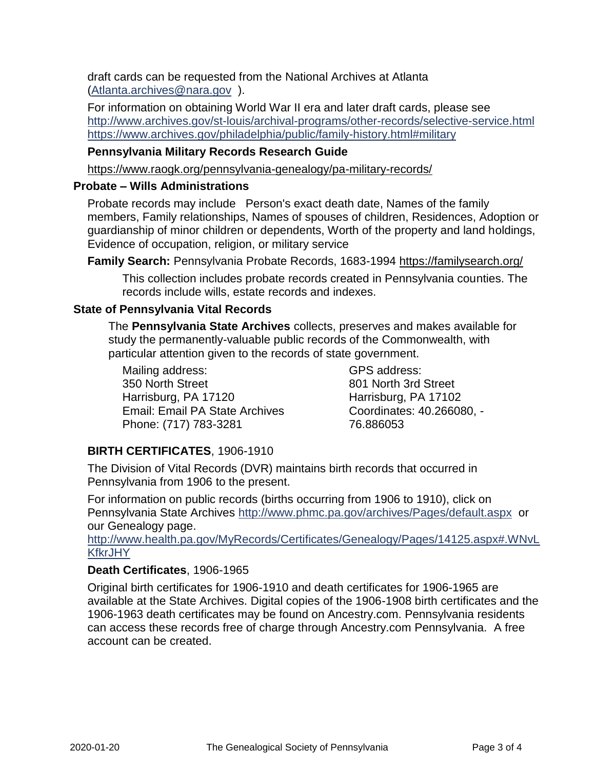draft cards can be requested from the National Archives at Atlanta (Atlanta.archives@nara.gov ).

For information on obtaining World War II era and later draft cards, please see http://www.archives.gov/st-louis/archival-programs/other-records/selective-service.html https://www.archives.gov/philadelphia/public/family-history.html#military

**Pennsylvania Military Records Research Guide**

https://www.raogk.org/pennsylvania-genealogy/pa-military-records/

### Probate – Wills Administrations

Probate records may include Person's exact death date, Names of the family members, Family relationships, Names of spouses of children, Residences, Adoption or guardianship of minor children or dependents, Worth of the property and land holdings, Evidence of occupation, religion, or military service

**Family Search:** Pennsylvania Probate Records, 1683-1994 https://familysearch.org/

This collection includes probate records created in Pennsylvania counties. The records include wills, estate records and indexes.

### State of Pennsylvania Vital Records

The **Pennsylvania State Archives** collects, preserves and makes available for study the permanently-valuable public records of the Commonwealth, with particular attention given to the records of state government.

Mailing address:
350 North Street
Harrisburg, PA 17120
Email: Email PA State Archives
Phone: (717) 783-3281

GPS address:
801 North 3rd Street
Harrisburg, PA 17102
Coordinates: 40.266080, -76.886053

**BIRTH CERTIFICATES**, 1906-1910

The Division of Vital Records (DVR) maintains birth records that occurred in Pennsylvania from 1906 to the present.

For information on public records (births occurring from 1906 to 1910), click on Pennsylvania State Archives http://www.phmc.pa.gov/archives/Pages/default.aspx or our Genealogy page.
http://www.health.pa.gov/MyRecords/Certificates/Genealogy/Pages/14125.aspx#.WNvLKfkrJHY

**Death Certificates**, 1906-1965

Original birth certificates for 1906-1910 and death certificates for 1906-1965 are available at the State Archives. Digital copies of the 1906-1908 birth certificates and the 1906-1963 death certificates may be found on Ancestry.com. Pennsylvania residents can access these records free of charge through Ancestry.com Pennsylvania. A free account can be created.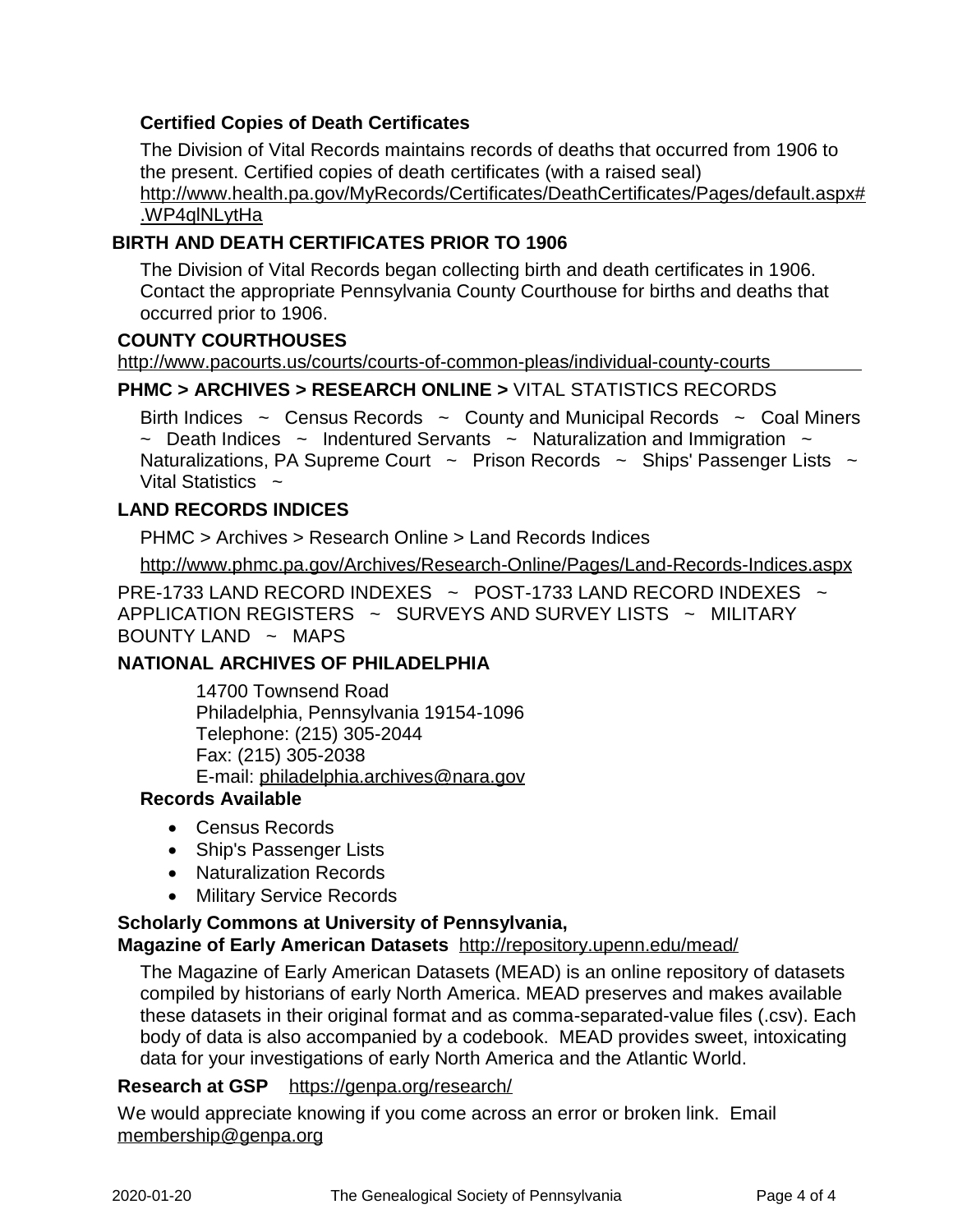### Certified Copies of Death Certificates

The Division of Vital Records maintains records of deaths that occurred from 1906 to the present. Certified copies of death certificates (with a raised seal) http://www.health.pa.gov/MyRecords/Certificates/DeathCertificates/Pages/default.aspx#.WP4qlNLytHa

## BIRTH AND DEATH CERTIFICATES PRIOR TO 1906

The Division of Vital Records began collecting birth and death certificates in 1906. Contact the appropriate Pennsylvania County Courthouse for births and deaths that occurred prior to 1906.

## COUNTY COURTHOUSES

http://www.pacourts.us/courts/courts-of-common-pleas/individual-county-courts

## PHMC > ARCHIVES > RESEARCH ONLINE > VITAL STATISTICS RECORDS

Birth Indices ~ Census Records ~ County and Municipal Records ~ Coal Miners ~ Death Indices ~ Indentured Servants ~ Naturalization and Immigration ~ Naturalizations, PA Supreme Court ~ Prison Records ~ Ships' Passenger Lists ~ Vital Statistics ~

## LAND RECORDS INDICES

PHMC > Archives > Research Online > Land Records Indices

http://www.phmc.pa.gov/Archives/Research-Online/Pages/Land-Records-Indices.aspx

PRE-1733 LAND RECORD INDEXES ~ POST-1733 LAND RECORD INDEXES ~ APPLICATION REGISTERS ~ SURVEYS AND SURVEY LISTS ~ MILITARY BOUNTY LAND ~ MAPS

## NATIONAL ARCHIVES OF PHILADELPHIA

14700 Townsend Road
Philadelphia, Pennsylvania 19154-1096
Telephone: (215) 305-2044
Fax: (215) 305-2038
E-mail: philadelphia.archives@nara.gov

### Records Available

- Census Records
- Ship's Passenger Lists
- Naturalization Records
- Military Service Records

## Scholarly Commons at University of Pennsylvania, Magazine of Early American Datasets http://repository.upenn.edu/mead/

The Magazine of Early American Datasets (MEAD) is an online repository of datasets compiled by historians of early North America. MEAD preserves and makes available these datasets in their original format and as comma-separated-value files (.csv). Each body of data is also accompanied by a codebook. MEAD provides sweet, intoxicating data for your investigations of early North America and the Atlantic World.

## Research at GSP https://genpa.org/research/

We would appreciate knowing if you come across an error or broken link. Email membership@genpa.org